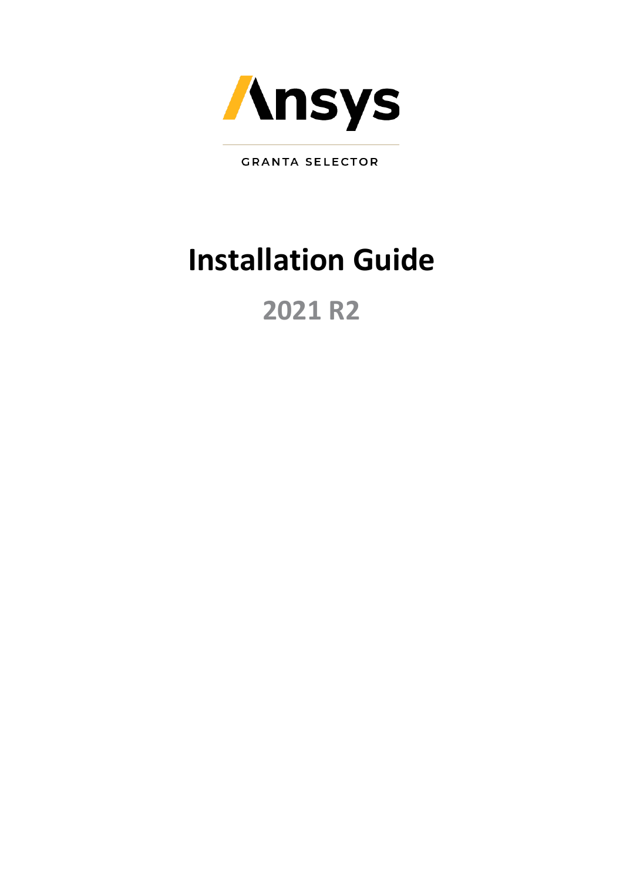Ansys

GRANTA SELECTOR

# Installation Guide

## 2021 R2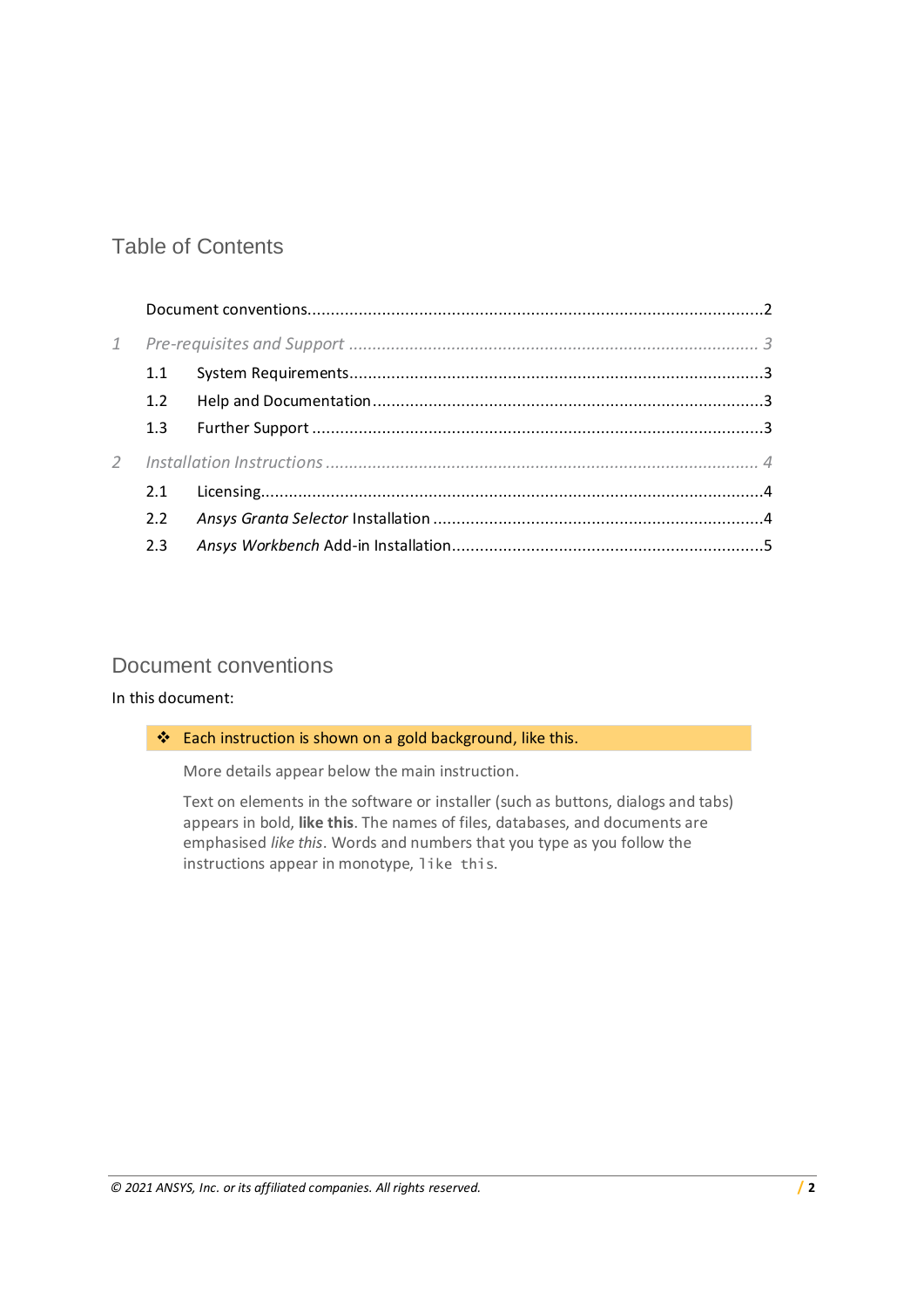# Table of Contents

Document conventions ........................................................................................ 2

1 *Pre-requisites and Support* ........................................................................... *3*

- 1.1 System Requirements ........................................................................... 3
- 1.2 Help and Documentation ....................................................................... 3
- 1.3 Further Support ................................................................................... 3

2 *Installation Instructions* ................................................................................ *4*

- 2.1 Licensing .............................................................................................. 4
- 2.2 *Ansys Granta Selector* Installation ....................................................... 4
- 2.3 *Ansys Workbench* Add-in Installation ................................................... 5

# Document conventions

In this document:

❖ Each instruction is shown on a gold background, like this.

More details appear below the main instruction.

Text on elements in the software or installer (such as buttons, dialogs and tabs) appears in bold, **like this**. The names of files, databases, and documents are emphasised *like this*. Words and numbers that you type as you follow the instructions appear in monotype, `like this`.

*© 2021 ANSYS, Inc. or its affiliated companies. All rights reserved.*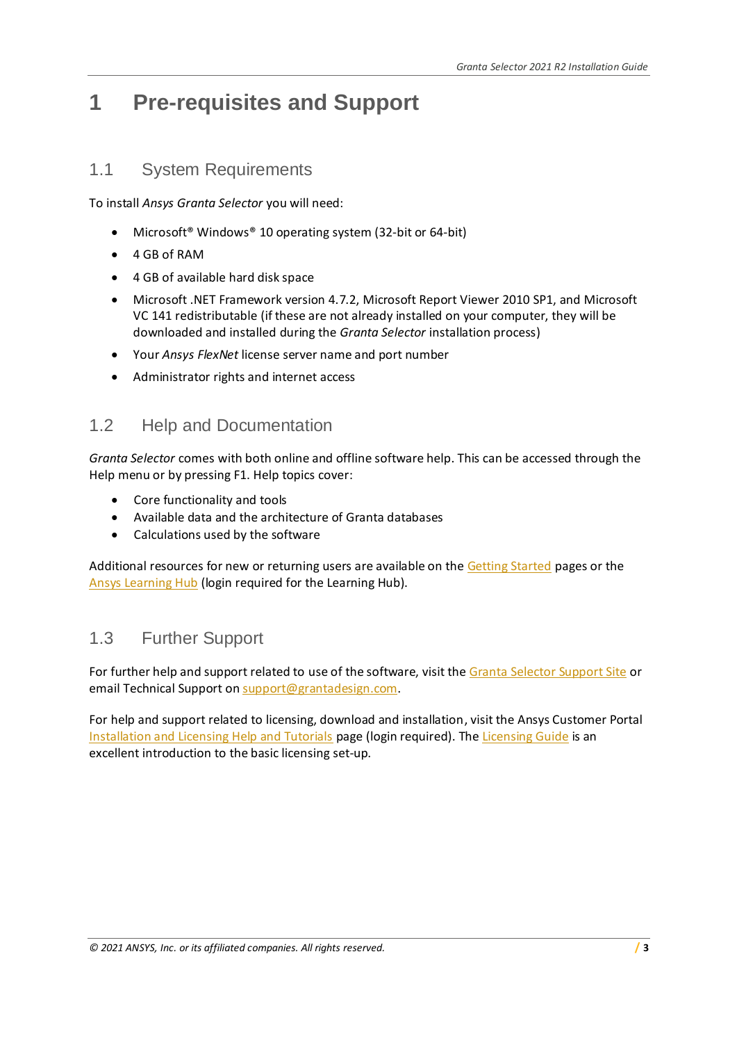# 1 Pre-requisites and Support

## 1.1 System Requirements

To install *Ansys Granta Selector* you will need:

- Microsoft® Windows® 10 operating system (32-bit or 64-bit)
- 4 GB of RAM
- 4 GB of available hard disk space
- Microsoft .NET Framework version 4.7.2, Microsoft Report Viewer 2010 SP1, and Microsoft VC 141 redistributable (if these are not already installed on your computer, they will be downloaded and installed during the *Granta Selector* installation process)
- Your *Ansys FlexNet* license server name and port number
- Administrator rights and internet access

## 1.2 Help and Documentation

*Granta Selector* comes with both online and offline software help. This can be accessed through the Help menu or by pressing F1. Help topics cover:

- Core functionality and tools
- Available data and the architecture of Granta databases
- Calculations used by the software

Additional resources for new or returning users are available on the Getting Started pages or the Ansys Learning Hub (login required for the Learning Hub).

## 1.3 Further Support

For further help and support related to use of the software, visit the Granta Selector Support Site or email Technical Support on support@grantadesign.com.

For help and support related to licensing, download and installation, visit the Ansys Customer Portal Installation and Licensing Help and Tutorials page (login required). The Licensing Guide is an excellent introduction to the basic licensing set-up.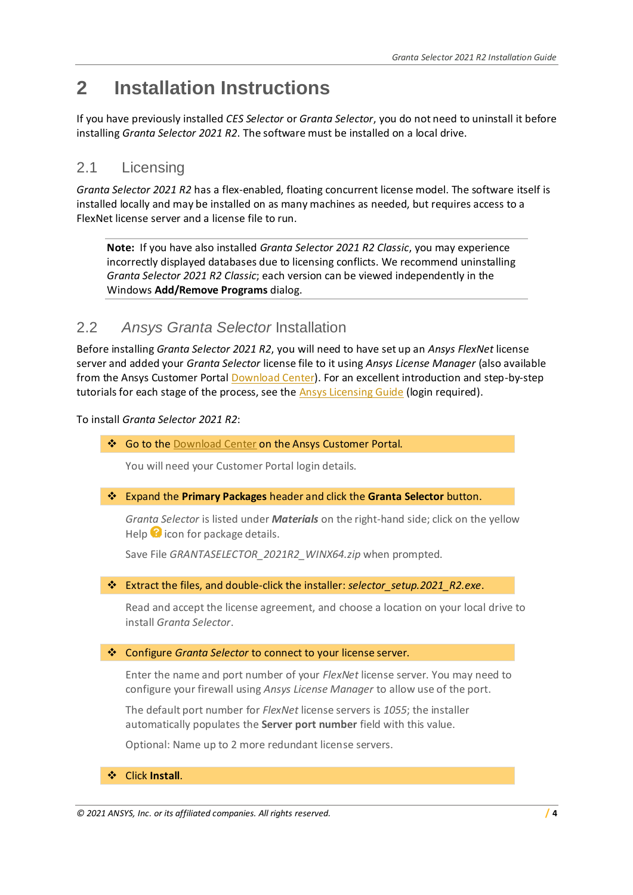# 2 Installation Instructions

If you have previously installed *CES Selector* or *Granta Selector*, you do not need to uninstall it before installing *Granta Selector 2021 R2*. The software must be installed on a local drive.

## 2.1 Licensing

*Granta Selector 2021 R2* has a flex-enabled, floating concurrent license model. The software itself is installed locally and may be installed on as many machines as needed, but requires access to a FlexNet license server and a license file to run.

> **Note:** If you have also installed *Granta Selector 2021 R2 Classic*, you may experience incorrectly displayed databases due to licensing conflicts. We recommend uninstalling *Granta Selector 2021 R2 Classic*; each version can be viewed independently in the Windows **Add/Remove Programs** dialog.

## 2.2 *Ansys Granta Selector* Installation

Before installing *Granta Selector 2021 R2*, you will need to have set up an *Ansys FlexNet* license server and added your *Granta Selector* license file to it using *Ansys License Manager* (also available from the Ansys Customer Portal Download Center). For an excellent introduction and step-by-step tutorials for each stage of the process, see the Ansys Licensing Guide (login required).

To install *Granta Selector 2021 R2*:

- Go to the Download Center on the Ansys Customer Portal.

  You will need your Customer Portal login details.

- Expand the **Primary Packages** header and click the **Granta Selector** button.

  *Granta Selector* is listed under ***Materials*** on the right-hand side; click on the yellow Help icon for package details.

  Save File *GRANTASELECTOR_2021R2_WINX64.zip* when prompted.

- Extract the files, and double-click the installer: *selector_setup.2021_R2.exe*.

  Read and accept the license agreement, and choose a location on your local drive to install *Granta Selector*.

- Configure *Granta Selector* to connect to your license server.

  Enter the name and port number of your *FlexNet* license server. You may need to configure your firewall using *Ansys License Manager* to allow use of the port.

  The default port number for *FlexNet* license servers is *1055*; the installer automatically populates the **Server port number** field with this value.

  Optional: Name up to 2 more redundant license servers.

- Click **Install**.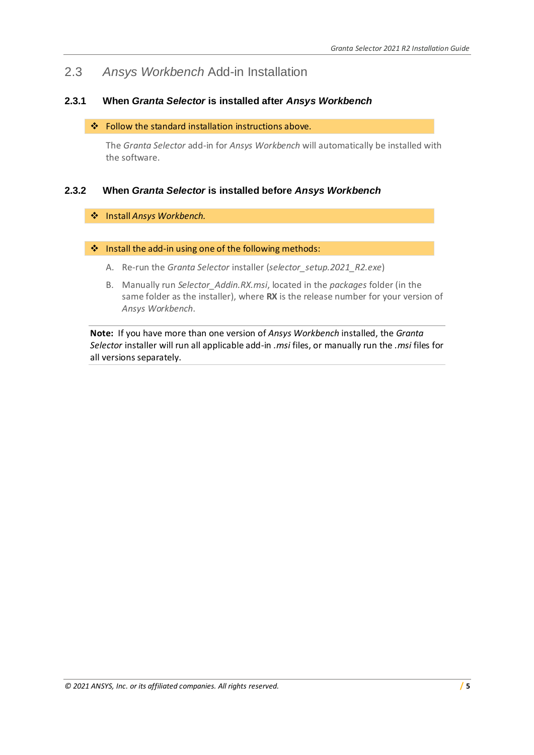## 2.3 *Ansys Workbench* Add-in Installation

### 2.3.1 When *Granta Selector* is installed after *Ansys Workbench*

❖ Follow the standard installation instructions above.

The *Granta Selector* add-in for *Ansys Workbench* will automatically be installed with the software.

### 2.3.2 When *Granta Selector* is installed before *Ansys Workbench*

❖ Install *Ansys Workbench.*

❖ Install the add-in using one of the following methods:

A. Re-run the *Granta Selector* installer (*selector_setup.2021_R2.exe*)

B. Manually run *Selector_Addin.RX.msi*, located in the *packages* folder (in the same folder as the installer), where **RX** is the release number for your version of *Ansys Workbench*.

**Note:** If you have more than one version of *Ansys Workbench* installed, the *Granta Selector* installer will run all applicable add-in *.msi* files, or manually run the *.msi* files for all versions separately.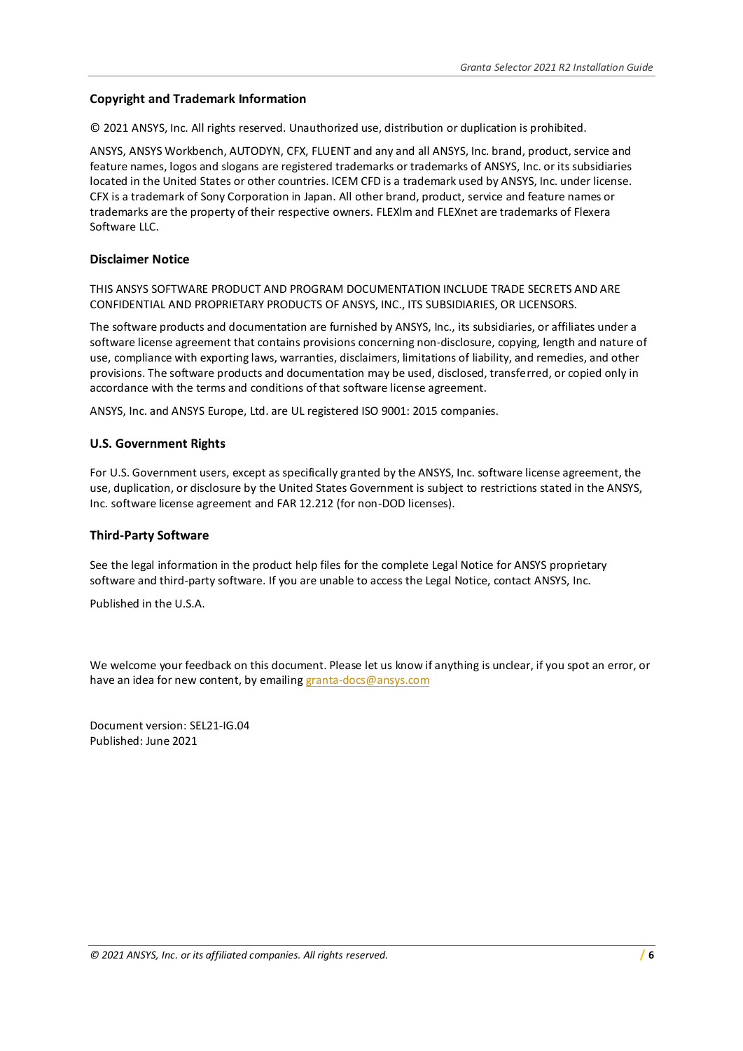### Copyright and Trademark Information

© 2021 ANSYS, Inc. All rights reserved. Unauthorized use, distribution or duplication is prohibited.

ANSYS, ANSYS Workbench, AUTODYN, CFX, FLUENT and any and all ANSYS, Inc. brand, product, service and feature names, logos and slogans are registered trademarks or trademarks of ANSYS, Inc. or its subsidiaries located in the United States or other countries. ICEM CFD is a trademark used by ANSYS, Inc. under license. CFX is a trademark of Sony Corporation in Japan. All other brand, product, service and feature names or trademarks are the property of their respective owners. FLEXlm and FLEXnet are trademarks of Flexera Software LLC.

### Disclaimer Notice

THIS ANSYS SOFTWARE PRODUCT AND PROGRAM DOCUMENTATION INCLUDE TRADE SECRETS AND ARE CONFIDENTIAL AND PROPRIETARY PRODUCTS OF ANSYS, INC., ITS SUBSIDIARIES, OR LICENSORS.

The software products and documentation are furnished by ANSYS, Inc., its subsidiaries, or affiliates under a software license agreement that contains provisions concerning non-disclosure, copying, length and nature of use, compliance with exporting laws, warranties, disclaimers, limitations of liability, and remedies, and other provisions. The software products and documentation may be used, disclosed, transferred, or copied only in accordance with the terms and conditions of that software license agreement.

ANSYS, Inc. and ANSYS Europe, Ltd. are UL registered ISO 9001: 2015 companies.

### U.S. Government Rights

For U.S. Government users, except as specifically granted by the ANSYS, Inc. software license agreement, the use, duplication, or disclosure by the United States Government is subject to restrictions stated in the ANSYS, Inc. software license agreement and FAR 12.212 (for non-DOD licenses).

### Third-Party Software

See the legal information in the product help files for the complete Legal Notice for ANSYS proprietary software and third-party software. If you are unable to access the Legal Notice, contact ANSYS, Inc.

Published in the U.S.A.

We welcome your feedback on this document. Please let us know if anything is unclear, if you spot an error, or have an idea for new content, by emailing granta-docs@ansys.com

Document version: SEL21-IG.04
Published: June 2021